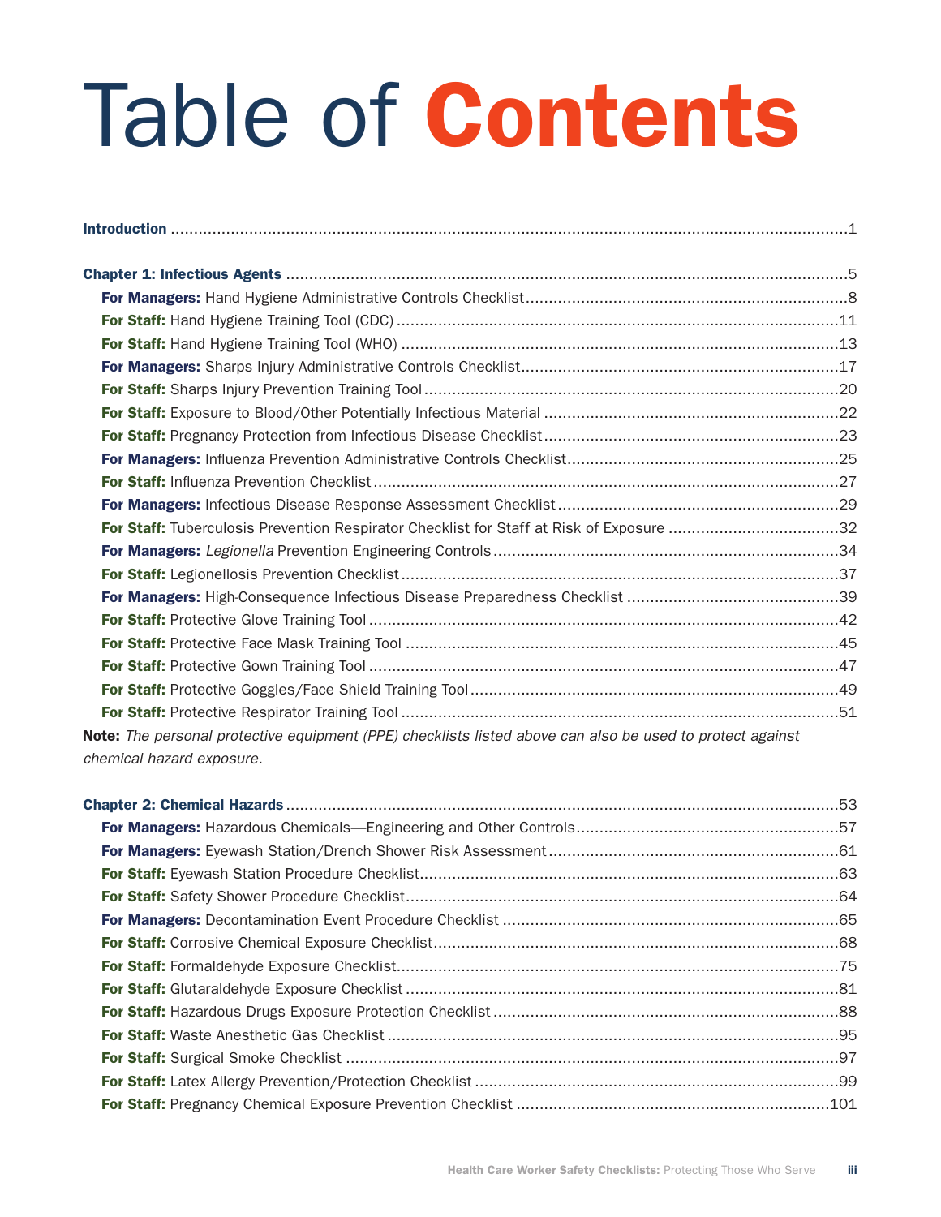# Table of Contents

**Introduction** ........................................................................................................1

**Chapter 1: Infectious Agents** ........................................................................................5

- **For Managers:** Hand Hygiene Administrative Controls Checklist........................................8
- **For Staff:** Hand Hygiene Training Tool (CDC) ................................................................11
- **For Staff:** Hand Hygiene Training Tool (WHO) ...............................................................13
- **For Managers:** Sharps Injury Administrative Controls Checklist........................................17
- **For Staff:** Sharps Injury Prevention Training Tool ..........................................................20
- **For Staff:** Exposure to Blood/Other Potentially Infectious Material ....................................22
- **For Staff:** Pregnancy Protection from Infectious Disease Checklist.....................................23
- **For Managers:** Influenza Prevention Administrative Controls Checklist..................................25
- **For Staff:** Influenza Prevention Checklist ......................................................................27
- **For Managers:** Infectious Disease Response Assessment Checklist ....................................29
- **For Staff:** Tuberculosis Prevention Respirator Checklist for Staff at Risk of Exposure ..............32
- **For Managers:** *Legionella* Prevention Engineering Controls .............................................34
- **For Staff:** Legionellosis Prevention Checklist ..................................................................37
- **For Managers:** High-Consequence Infectious Disease Preparedness Checklist .........................39
- **For Staff:** Protective Glove Training Tool .......................................................................42
- **For Staff:** Protective Face Mask Training Tool ................................................................45
- **For Staff:** Protective Gown Training Tool .......................................................................47
- **For Staff:** Protective Goggles/Face Shield Training Tool ..................................................49
- **For Staff:** Protective Respirator Training Tool .................................................................51

**Note:** *The personal protective equipment (PPE) checklists listed above can also be used to protect against chemical hazard exposure.*

**Chapter 2: Chemical Hazards** .......................................................................................53

- **For Managers:** Hazardous Chemicals—Engineering and Other Controls.................................57
- **For Managers:** Eyewash Station/Drench Shower Risk Assessment........................................61
- **For Staff:** Eyewash Station Procedure Checklist...............................................................63
- **For Staff:** Safety Shower Procedure Checklist..................................................................64
- **For Managers:** Decontamination Event Procedure Checklist ................................................65
- **For Staff:** Corrosive Chemical Exposure Checklist............................................................68
- **For Staff:** Formaldehyde Exposure Checklist....................................................................75
- **For Staff:** Glutaraldehyde Exposure Checklist .................................................................81
- **For Staff:** Hazardous Drugs Exposure Protection Checklist .................................................88
- **For Staff:** Waste Anesthetic Gas Checklist ......................................................................95
- **For Staff:** Surgical Smoke Checklist ..............................................................................97
- **For Staff:** Latex Allergy Prevention/Protection Checklist ....................................................99
- **For Staff:** Pregnancy Chemical Exposure Prevention Checklist ..........................................101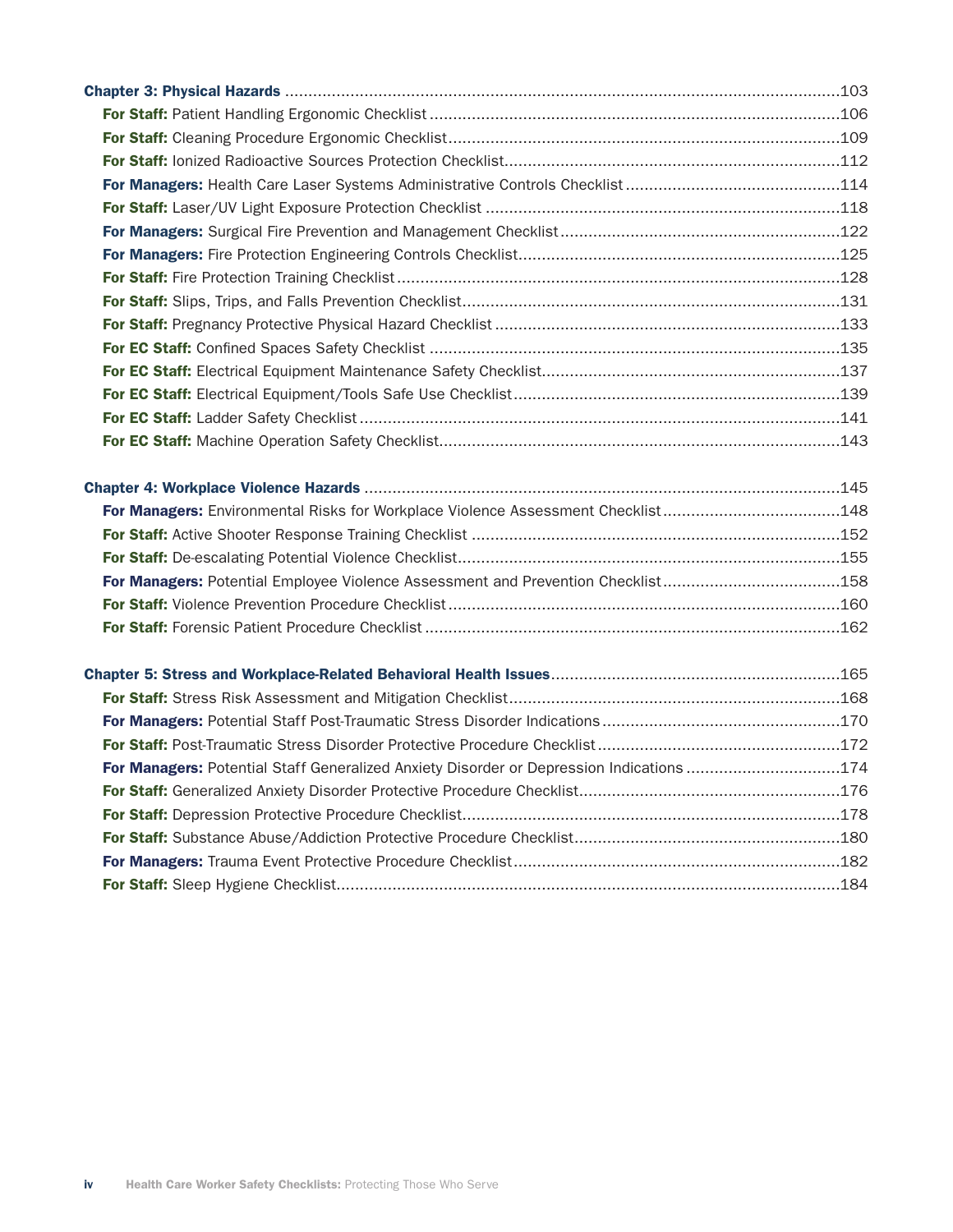**Chapter 3: Physical Hazards** ....................................................................................................................103

**For Staff:** Patient Handling Ergonomic Checklist ....................................................................................106

**For Staff:** Cleaning Procedure Ergonomic Checklist.................................................................................109

**For Staff:** Ionized Radioactive Sources Protection Checklist.....................................................................112

**For Managers:** Health Care Laser Systems Administrative Controls Checklist ..........................................114

**For Staff:** Laser/UV Light Exposure Protection Checklist .........................................................................118

**For Managers:** Surgical Fire Prevention and Management Checklist.........................................................122

**For Managers:** Fire Protection Engineering Controls Checklist..................................................................125

**For Staff:** Fire Protection Training Checklist ............................................................................................128

**For Staff:** Slips, Trips, and Falls Prevention Checklist...............................................................................131

**For Staff:** Pregnancy Protective Physical Hazard Checklist .......................................................................133

**For EC Staff:** Confined Spaces Safety Checklist .......................................................................................135

**For EC Staff:** Electrical Equipment Maintenance Safety Checklist..............................................................137

**For EC Staff:** Electrical Equipment/Tools Safe Use Checklist....................................................................139

**For EC Staff:** Ladder Safety Checklist .....................................................................................................141

**For EC Staff:** Machine Operation Safety Checklist.....................................................................................143

**Chapter 4: Workplace Violence Hazards** ....................................................................................................145

**For Managers:** Environmental Risks for Workplace Violence Assessment Checklist......................................148

**For Staff:** Active Shooter Response Training Checklist ..............................................................................152

**For Staff:** De-escalating Potential Violence Checklist.................................................................................155

**For Managers:** Potential Employee Violence Assessment and Prevention Checklist......................................158

**For Staff:** Violence Prevention Procedure Checklist....................................................................................160

**For Staff:** Forensic Patient Procedure Checklist ........................................................................................162

**Chapter 5: Stress and Workplace-Related Behavioral Health Issues**..............................................................165

**For Staff:** Stress Risk Assessment and Mitigation Checklist.......................................................................168

**For Managers:** Potential Staff Post-Traumatic Stress Disorder Indications...................................................170

**For Staff:** Post-Traumatic Stress Disorder Protective Procedure Checklist....................................................172

**For Managers:** Potential Staff Generalized Anxiety Disorder or Depression Indications ................................174

**For Staff:** Generalized Anxiety Disorder Protective Procedure Checklist........................................................176

**For Staff:** Depression Protective Procedure Checklist.................................................................................178

**For Staff:** Substance Abuse/Addiction Protective Procedure Checklist.........................................................180

**For Managers:** Trauma Event Protective Procedure Checklist......................................................................182

**For Staff:** Sleep Hygiene Checklist...........................................................................................................184